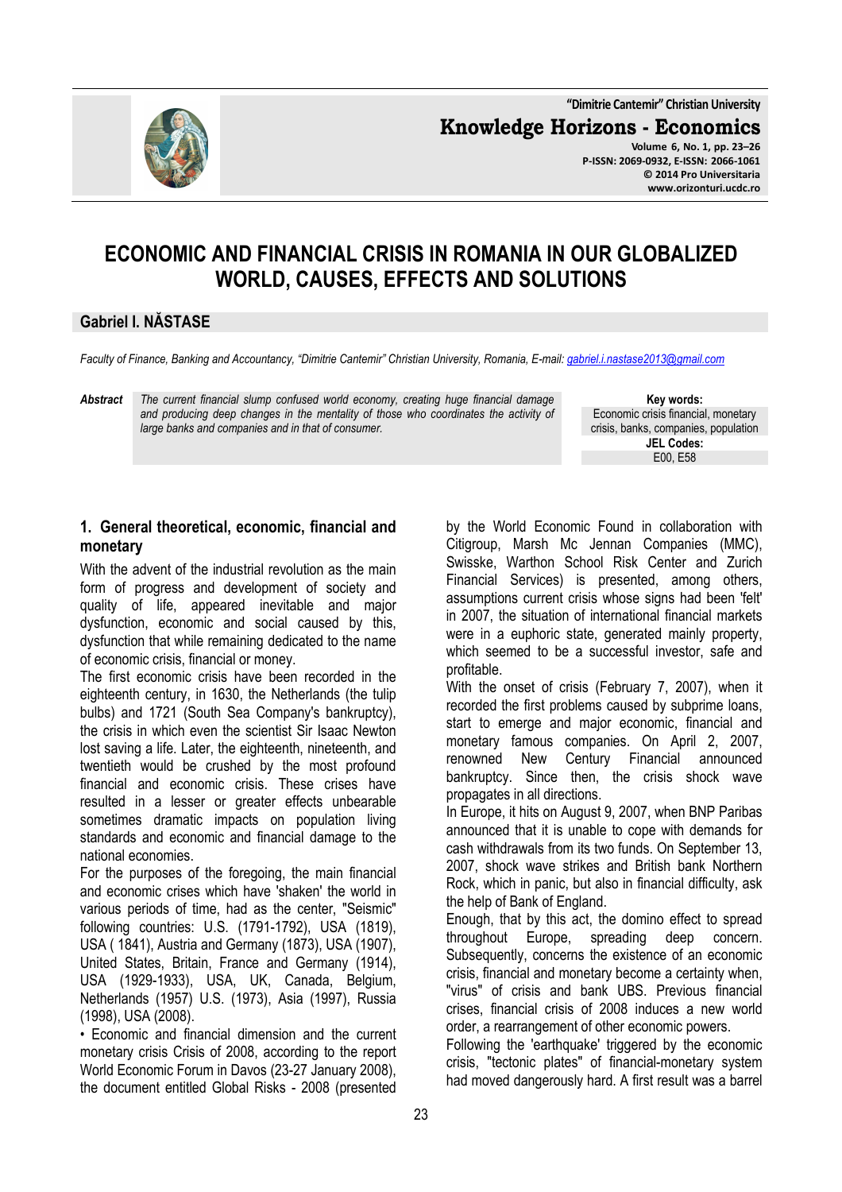# ECONOMIC AND FINANCIAL CRISIS IN ROMANIA IN OUR GLOBALIZED WORLD, CAUSES, EFFECTS AND SOLUTIONS

**Gabriel I. NĂSTASE**

*Faculty of Finance, Banking and Accountancy, "Dimitrie Cantemir" Christian University, Romania, E-mail: gabriel.i.nastase2013@gmail.com*

***Abstract*** *The current financial slump confused world economy, creating huge financial damage and producing deep changes in the mentality of those who coordinates the activity of large banks and companies and in that of consumer.*

**Key words:** Economic crisis financial, monetary crisis, banks, companies, population

**JEL Codes:** E00, E58

## 1. General theoretical, economic, financial and monetary

With the advent of the industrial revolution as the main form of progress and development of society and quality of life, appeared inevitable and major dysfunction, economic and social caused by this, dysfunction that while remaining dedicated to the name of economic crisis, financial or money.

The first economic crisis have been recorded in the eighteenth century, in 1630, the Netherlands (the tulip bulbs) and 1721 (South Sea Company's bankruptcy), the crisis in which even the scientist Sir Isaac Newton lost saving a life. Later, the eighteenth, nineteenth, and twentieth would be crushed by the most profound financial and economic crisis. These crises have resulted in a lesser or greater effects unbearable sometimes dramatic impacts on population living standards and economic and financial damage to the national economies.

For the purposes of the foregoing, the main financial and economic crises which have 'shaken' the world in various periods of time, had as the center, "Seismic" following countries: U.S. (1791-1792), USA (1819), USA ( 1841), Austria and Germany (1873), USA (1907), United States, Britain, France and Germany (1914), USA (1929-1933), USA, UK, Canada, Belgium, Netherlands (1957) U.S. (1973), Asia (1997), Russia (1998), USA (2008).

• Economic and financial dimension and the current monetary crisis Crisis of 2008, according to the report World Economic Forum in Davos (23-27 January 2008), the document entitled Global Risks - 2008 (presented by the World Economic Found in collaboration with Citigroup, Marsh Mc Jennan Companies (MMC), Swisske, Warthon School Risk Center and Zurich Financial Services) is presented, among others, assumptions current crisis whose signs had been 'felt' in 2007, the situation of international financial markets were in a euphoric state, generated mainly property, which seemed to be a successful investor, safe and profitable.

With the onset of crisis (February 7, 2007), when it recorded the first problems caused by subprime loans, start to emerge and major economic, financial and monetary famous companies. On April 2, 2007, renowned New Century Financial announced bankruptcy. Since then, the crisis shock wave propagates in all directions.

In Europe, it hits on August 9, 2007, when BNP Paribas announced that it is unable to cope with demands for cash withdrawals from its two funds. On September 13, 2007, shock wave strikes and British bank Northern Rock, which in panic, but also in financial difficulty, ask the help of Bank of England.

Enough, that by this act, the domino effect to spread throughout Europe, spreading deep concern. Subsequently, concerns the existence of an economic crisis, financial and monetary become a certainty when, "virus" of crisis and bank UBS. Previous financial crises, financial crisis of 2008 induces a new world order, a rearrangement of other economic powers.

Following the 'earthquake' triggered by the economic crisis, "tectonic plates" of financial-monetary system had moved dangerously hard. A first result was a barrel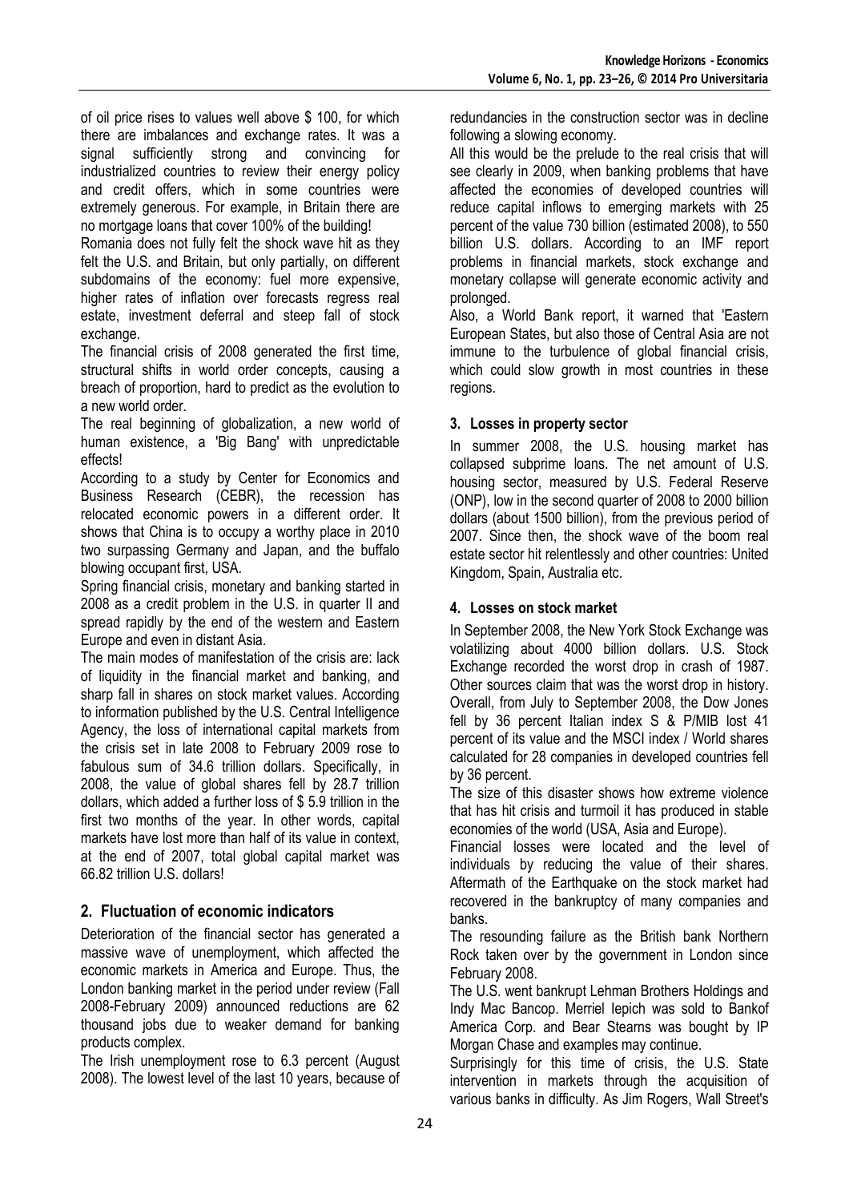of oil price rises to values well above $ 100, for which there are imbalances and exchange rates. It was a signal sufficiently strong and convincing for industrialized countries to review their energy policy and credit offers, which in some countries were extremely generous. For example, in Britain there are no mortgage loans that cover 100% of the building!

Romania does not fully felt the shock wave hit as they felt the U.S. and Britain, but only partially, on different subdomains of the economy: fuel more expensive, higher rates of inflation over forecasts regress real estate, investment deferral and steep fall of stock exchange.

The financial crisis of 2008 generated the first time, structural shifts in world order concepts, causing a breach of proportion, hard to predict as the evolution to a new world order.

The real beginning of globalization, a new world of human existence, a 'Big Bang' with unpredictable effects!

According to a study by Center for Economics and Business Research (CEBR), the recession has relocated economic powers in a different order. It shows that China is to occupy a worthy place in 2010 two surpassing Germany and Japan, and the buffalo blowing occupant first, USA.

Spring financial crisis, monetary and banking started in 2008 as a credit problem in the U.S. in quarter II and spread rapidly by the end of the western and Eastern Europe and even in distant Asia.

The main modes of manifestation of the crisis are: lack of liquidity in the financial market and banking, and sharp fall in shares on stock market values. According to information published by the U.S. Central Intelligence Agency, the loss of international capital markets from the crisis set in late 2008 to February 2009 rose to fabulous sum of 34.6 trillion dollars. Specifically, in 2008, the value of global shares fell by 28.7 trillion dollars, which added a further loss of $ 5.9 trillion in the first two months of the year. In other words, capital markets have lost more than half of its value in context, at the end of 2007, total global capital market was 66.82 trillion U.S. dollars!

## 2. Fluctuation of economic indicators

Deterioration of the financial sector has generated a massive wave of unemployment, which affected the economic markets in America and Europe. Thus, the London banking market in the period under review (Fall 2008-February 2009) announced reductions are 62 thousand jobs due to weaker demand for banking products complex.

The Irish unemployment rose to 6.3 percent (August 2008). The lowest level of the last 10 years, because of redundancies in the construction sector was in decline following a slowing economy.

All this would be the prelude to the real crisis that will see clearly in 2009, when banking problems that have affected the economies of developed countries will reduce capital inflows to emerging markets with 25 percent of the value 730 billion (estimated 2008), to 550 billion U.S. dollars. According to an IMF report problems in financial markets, stock exchange and monetary collapse will generate economic activity and prolonged.

Also, a World Bank report, it warned that 'Eastern European States, but also those of Central Asia are not immune to the turbulence of global financial crisis, which could slow growth in most countries in these regions.

## 3. Losses in property sector

In summer 2008, the U.S. housing market has collapsed subprime loans. The net amount of U.S. housing sector, measured by U.S. Federal Reserve (ONP), low in the second quarter of 2008 to 2000 billion dollars (about 1500 billion), from the previous period of 2007. Since then, the shock wave of the boom real estate sector hit relentlessly and other countries: United Kingdom, Spain, Australia etc.

## 4. Losses on stock market

In September 2008, the New York Stock Exchange was volatilizing about 4000 billion dollars. U.S. Stock Exchange recorded the worst drop in crash of 1987. Other sources claim that was the worst drop in history. Overall, from July to September 2008, the Dow Jones fell by 36 percent Italian index S & P/MIB lost 41 percent of its value and the MSCI index / World shares calculated for 28 companies in developed countries fell by 36 percent.

The size of this disaster shows how extreme violence that has hit crisis and turmoil it has produced in stable economies of the world (USA, Asia and Europe).

Financial losses were located and the level of individuals by reducing the value of their shares. Aftermath of the Earthquake on the stock market had recovered in the bankruptcy of many companies and banks.

The resounding failure as the British bank Northern Rock taken over by the government in London since February 2008.

The U.S. went bankrupt Lehman Brothers Holdings and Indy Mac Bancop. Merriel Iepich was sold to Bankof America Corp. and Bear Stearns was bought by IP Morgan Chase and examples may continue.

Surprisingly for this time of crisis, the U.S. State intervention in markets through the acquisition of various banks in difficulty. As Jim Rogers, Wall Street's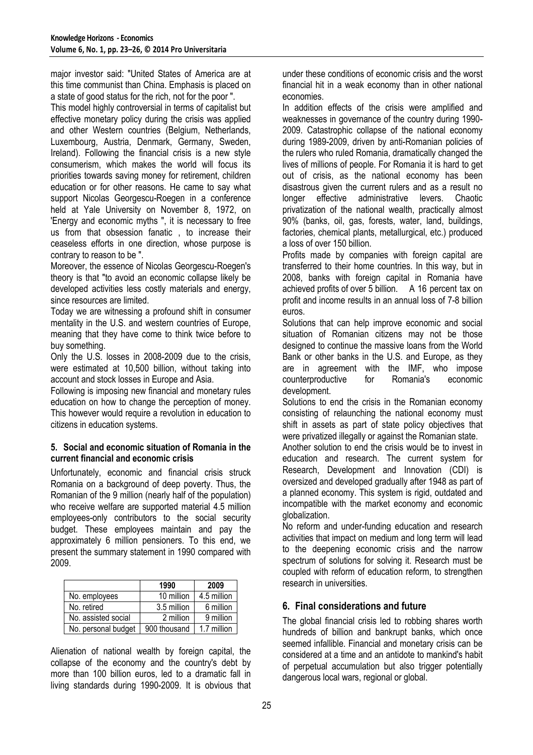major investor said: "United States of America are at this time communist than China. Emphasis is placed on a state of good status for the rich, not for the poor ".

This model highly controversial in terms of capitalist but effective monetary policy during the crisis was applied and other Western countries (Belgium, Netherlands, Luxembourg, Austria, Denmark, Germany, Sweden, Ireland). Following the financial crisis is a new style consumerism, which makes the world will focus its priorities towards saving money for retirement, children education or for other reasons. He came to say what support Nicolas Georgescu-Roegen in a conference held at Yale University on November 8, 1972, on 'Energy and economic myths ", it is necessary to free us from that obsession fanatic , to increase their ceaseless efforts in one direction, whose purpose is contrary to reason to be ".

Moreover, the essence of Nicolas Georgescu-Roegen's theory is that "to avoid an economic collapse likely be developed activities less costly materials and energy, since resources are limited.

Today we are witnessing a profound shift in consumer mentality in the U.S. and western countries of Europe, meaning that they have come to think twice before to buy something.

Only the U.S. losses in 2008-2009 due to the crisis, were estimated at 10,500 billion, without taking into account and stock losses in Europe and Asia.

Following is imposing new financial and monetary rules education on how to change the perception of money. This however would require a revolution in education to citizens in education systems.

### 5. Social and economic situation of Romania in the current financial and economic crisis

Unfortunately, economic and financial crisis struck Romania on a background of deep poverty. Thus, the Romanian of the 9 million (nearly half of the population) who receive welfare are supported material 4.5 million employees-only contributors to the social security budget. These employees maintain and pay the approximately 6 million pensioners. To this end, we present the summary statement in 1990 compared with 2009.

| | 1990 | 2009 |
|---|---|---|
| No. employees | 10 million | 4.5 million |
| No. retired | 3.5 million | 6 million |
| No. assisted social | 2 million | 9 million |
| No. personal budget | 900 thousand | 1.7 million |

Alienation of national wealth by foreign capital, the collapse of the economy and the country's debt by more than 100 billion euros, led to a dramatic fall in living standards during 1990-2009. It is obvious that under these conditions of economic crisis and the worst financial hit in a weak economy than in other national economies.

In addition effects of the crisis were amplified and weaknesses in governance of the country during 1990-2009. Catastrophic collapse of the national economy during 1989-2009, driven by anti-Romanian policies of the rulers who ruled Romania, dramatically changed the lives of millions of people. For Romania it is hard to get out of crisis, as the national economy has been disastrous given the current rulers and as a result no longer effective administrative levers. Chaotic privatization of the national wealth, practically almost 90% (banks, oil, gas, forests, water, land, buildings, factories, chemical plants, metallurgical, etc.) produced a loss of over 150 billion.

Profits made by companies with foreign capital are transferred to their home countries. In this way, but in 2008, banks with foreign capital in Romania have achieved profits of over 5 billion. A 16 percent tax on profit and income results in an annual loss of 7-8 billion euros.

Solutions that can help improve economic and social situation of Romanian citizens may not be those designed to continue the massive loans from the World Bank or other banks in the U.S. and Europe, as they are in agreement with the IMF, who impose counterproductive for Romania's economic development.

Solutions to end the crisis in the Romanian economy consisting of relaunching the national economy must shift in assets as part of state policy objectives that were privatized illegally or against the Romanian state.

Another solution to end the crisis would be to invest in education and research. The current system for Research, Development and Innovation (CDI) is oversized and developed gradually after 1948 as part of a planned economy. This system is rigid, outdated and incompatible with the market economy and economic globalization.

No reform and under-funding education and research activities that impact on medium and long term will lead to the deepening economic crisis and the narrow spectrum of solutions for solving it. Research must be coupled with reform of education reform, to strengthen research in universities.

## 6. Final considerations and future

The global financial crisis led to robbing shares worth hundreds of billion and bankrupt banks, which once seemed infallible. Financial and monetary crisis can be considered at a time and an antidote to mankind's habit of perpetual accumulation but also trigger potentially dangerous local wars, regional or global.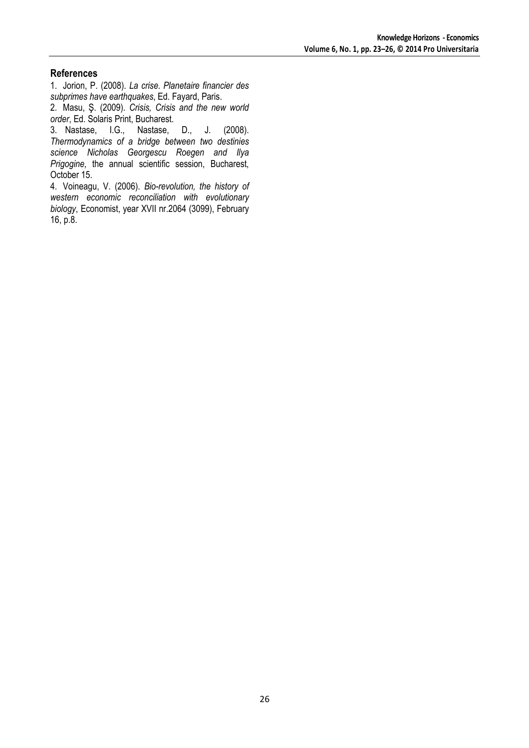## References

1. Jorion, P. (2008). *La crise. Planetaire financier des subprimes have earthquakes*, Ed. Fayard, Paris.
2. Masu, Ş. (2009). *Crisis, Crisis and the new world order*, Ed. Solaris Print, Bucharest.
3. Nastase, I.G., Nastase, D., J. (2008). *Thermodynamics of a bridge between two destinies science Nicholas Georgescu Roegen and Ilya Prigogine*, the annual scientific session, Bucharest, October 15.
4. Voineagu, V. (2006). *Bio-revolution, the history of western economic reconciliation with evolutionary biology*, Economist, year XVII nr.2064 (3099), February 16, p.8.